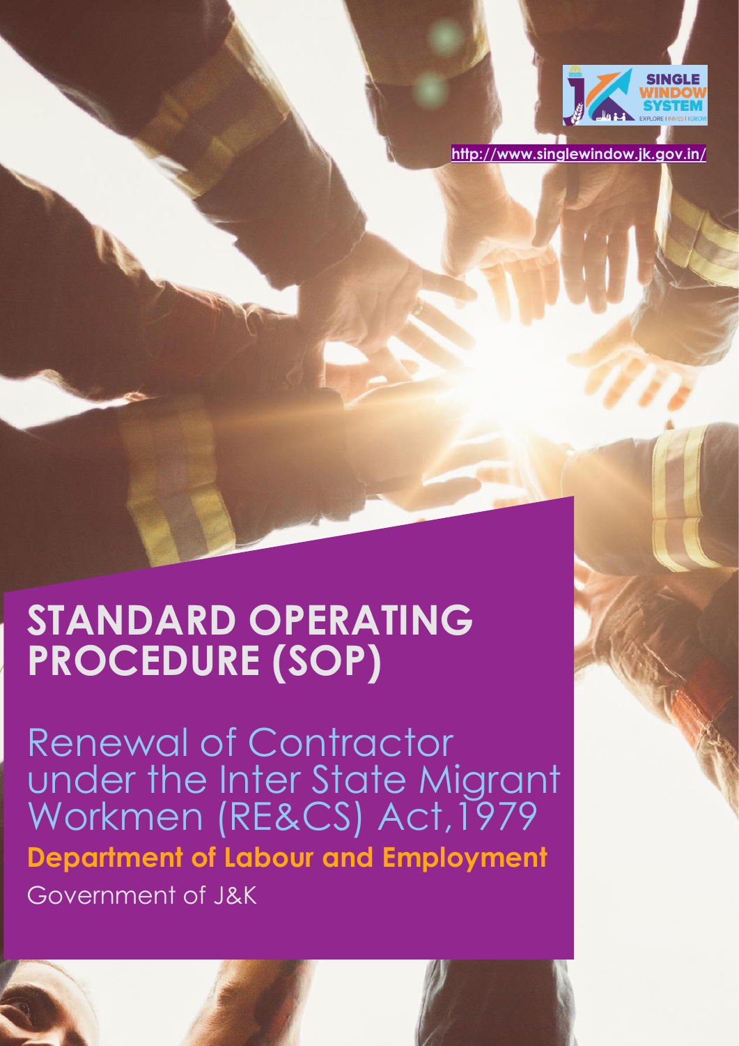http://www.singlewindow.jk.gov.in/

# STANDARD OPERATING PROCEDURE (SOP)

## Renewal of Contractor under the Inter State Migrant Workmen (RE&CS) Act,1979

**Department of Labour and Employment**

Government of J&K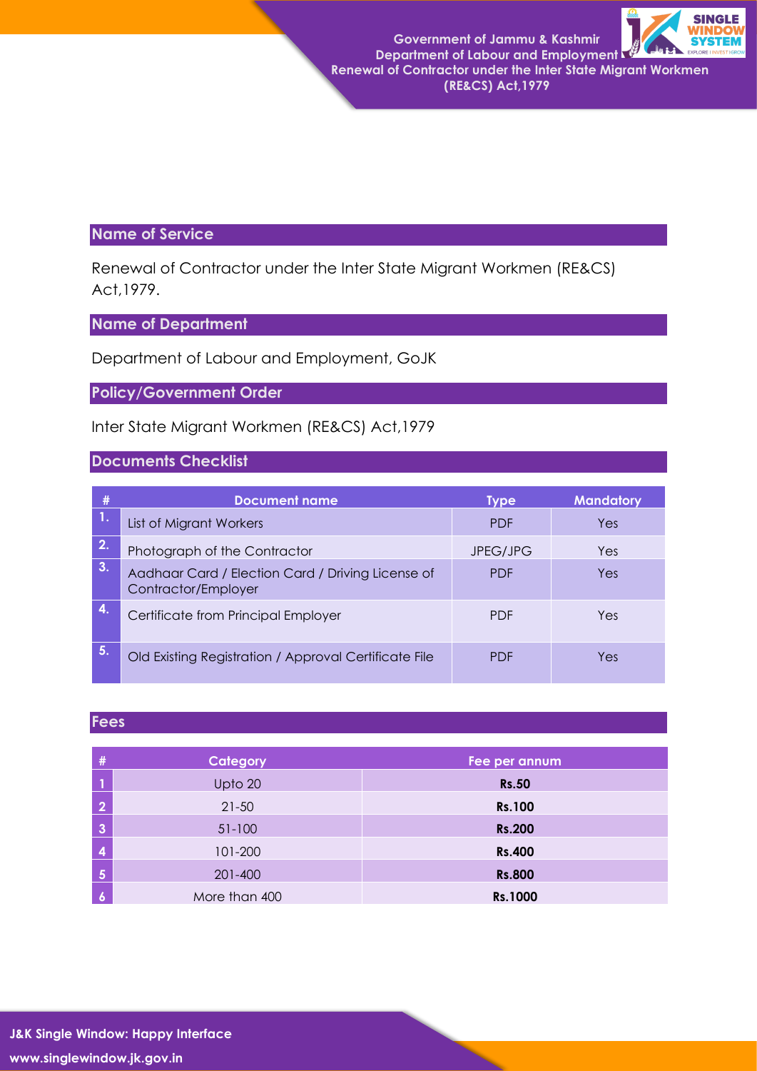## Name of Service

Renewal of Contractor under the Inter State Migrant Workmen (RE&CS) Act,1979.

## Name of Department

Department of Labour and Employment, GoJK

## Policy/Government Order

Inter State Migrant Workmen (RE&CS) Act,1979

## Documents Checklist

| # | Document name | Type | Mandatory |
|---|---|---|---|
| 1. | List of Migrant Workers | PDF | Yes |
| 2. | Photograph of the Contractor | JPEG/JPG | Yes |
| 3. | Aadhaar Card / Election Card / Driving License of Contractor/Employer | PDF | Yes |
| 4. | Certificate from Principal Employer | PDF | Yes |
| 5. | Old Existing Registration / Approval Certificate File | PDF | Yes |

## Fees

| # | Category | Fee per annum |
|---|---|---|
| 1 | Upto 20 | **Rs.50** |
| 2 | 21-50 | **Rs.100** |
| 3 | 51-100 | **Rs.200** |
| 4 | 101-200 | **Rs.400** |
| 5 | 201-400 | **Rs.800** |
| 6 | More than 400 | **Rs.1000** |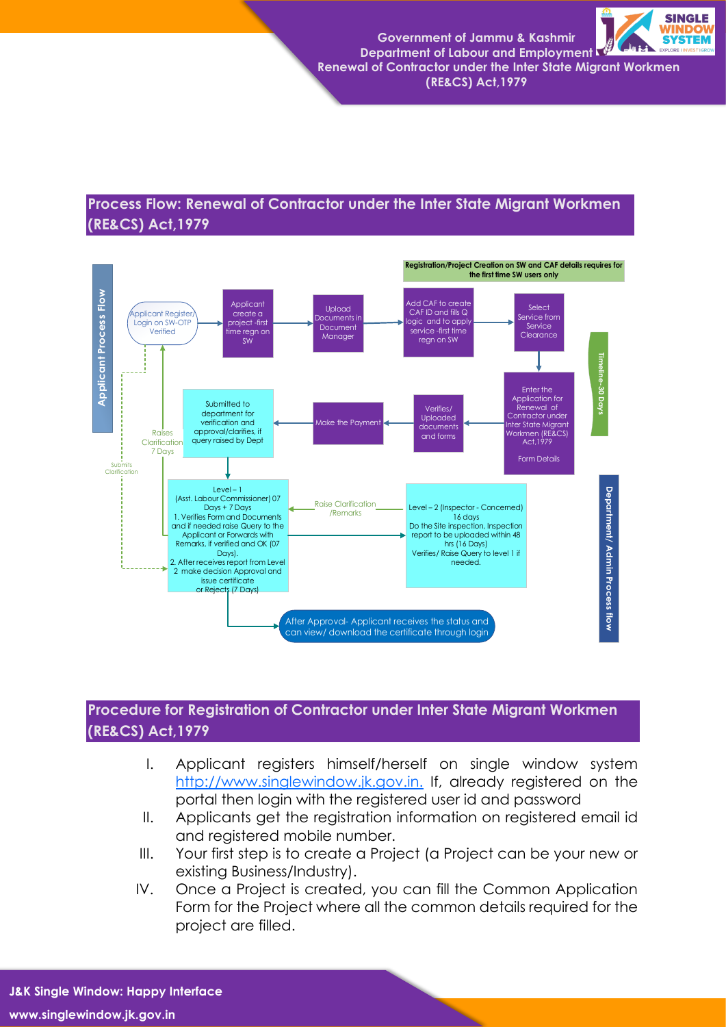## Process Flow: Renewal of Contractor under the Inter State Migrant Workmen (RE&CS) Act,1979

**Applicant Process Flow**

Registration/Project Creation on SW and CAF details requires for the first time SW users only

Applicant Register/ Login on SW-OTP Verified → Applicant create a project -first time regn on SW → Upload Documents in Document Manager → Add CAF to create CAF ID and fills Q logic and to apply service -first time regn on SW → Select Service from Service Clearance → Enter the Application for Renewal of Contractor under Inter State Migrant Workmen (RE&CS) Act,1979 Form Details → Verifies/ Uploaded documents and forms → Make the Payment → Submitted to department for verification and approval/clarifies, if query raised by Dept

Timeline- 30 Days

Raises Clarification 7 Days

Submits Clarification

**Department/ Admin Process flow**

Level – 1 (Asst. Labour Commissioner) 07 Days + 7 Days
1. Verifies Form and Documents and if needed raise Query to the Applicant or Forwards with Remarks, if verified and OK (07 Days).
2. After receives report from Level 2 make decision Approval and issue certificate or Rejects (7 Days)

Level – 2 (Inspector - Concerned) 16 days
Do the Site inspection, Inspection report to be uploaded within 48 hrs (16 Days)
Verifies/ Raise Query to level 1 if needed.

Raise Clarification /Remarks

After Approval- Applicant receives the status and can view/ download the certificate through login

## Procedure for Registration of Contractor under Inter State Migrant Workmen (RE&CS) Act,1979

I. Applicant registers himself/herself on single window system http://www.singlewindow.jk.gov.in. If, already registered on the portal then login with the registered user id and password
II. Applicants get the registration information on registered email id and registered mobile number.
III. Your first step is to create a Project (a Project can be your new or existing Business/Industry).
IV. Once a Project is created, you can fill the Common Application Form for the Project where all the common details required for the project are filled.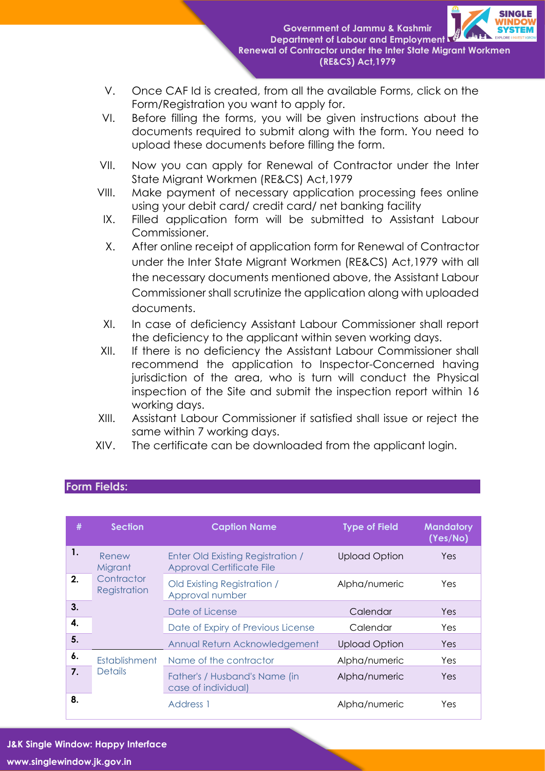V. Once CAF Id is created, from all the available Forms, click on the Form/Registration you want to apply for.

VI. Before filling the forms, you will be given instructions about the documents required to submit along with the form. You need to upload these documents before filling the form.

VII. Now you can apply for Renewal of Contractor under the Inter State Migrant Workmen (RE&CS) Act,1979

VIII. Make payment of necessary application processing fees online using your debit card/ credit card/ net banking facility

IX. Filled application form will be submitted to Assistant Labour Commissioner.

X. After online receipt of application form for Renewal of Contractor under the Inter State Migrant Workmen (RE&CS) Act,1979 with all the necessary documents mentioned above, the Assistant Labour Commissioner shall scrutinize the application along with uploaded documents.

XI. In case of deficiency Assistant Labour Commissioner shall report the deficiency to the applicant within seven working days.

XII. If there is no deficiency the Assistant Labour Commissioner shall recommend the application to Inspector-Concerned having jurisdiction of the area, who is turn will conduct the Physical inspection of the Site and submit the inspection report within 16 working days.

XIII. Assistant Labour Commissioner if satisfied shall issue or reject the same within 7 working days.

XIV. The certificate can be downloaded from the applicant login.

## Form Fields:

| # | Section | Caption Name | Type of Field | Mandatory (Yes/No) |
|---|---|---|---|---|
| 1. | Renew Migrant Contractor Registration | Enter Old Existing Registration / Approval Certificate File | Upload Option | Yes |
| 2. | | Old Existing Registration / Approval number | Alpha/numeric | Yes |
| 3. | | Date of License | Calendar | Yes |
| 4. | | Date of Expiry of Previous License | Calendar | Yes |
| 5. | | Annual Return Acknowledgement | Upload Option | Yes |
| 6. | Establishment Details | Name of the contractor | Alpha/numeric | Yes |
| 7. | | Father's / Husband's Name (in case of individual) | Alpha/numeric | Yes |
| 8. | | Address 1 | Alpha/numeric | Yes |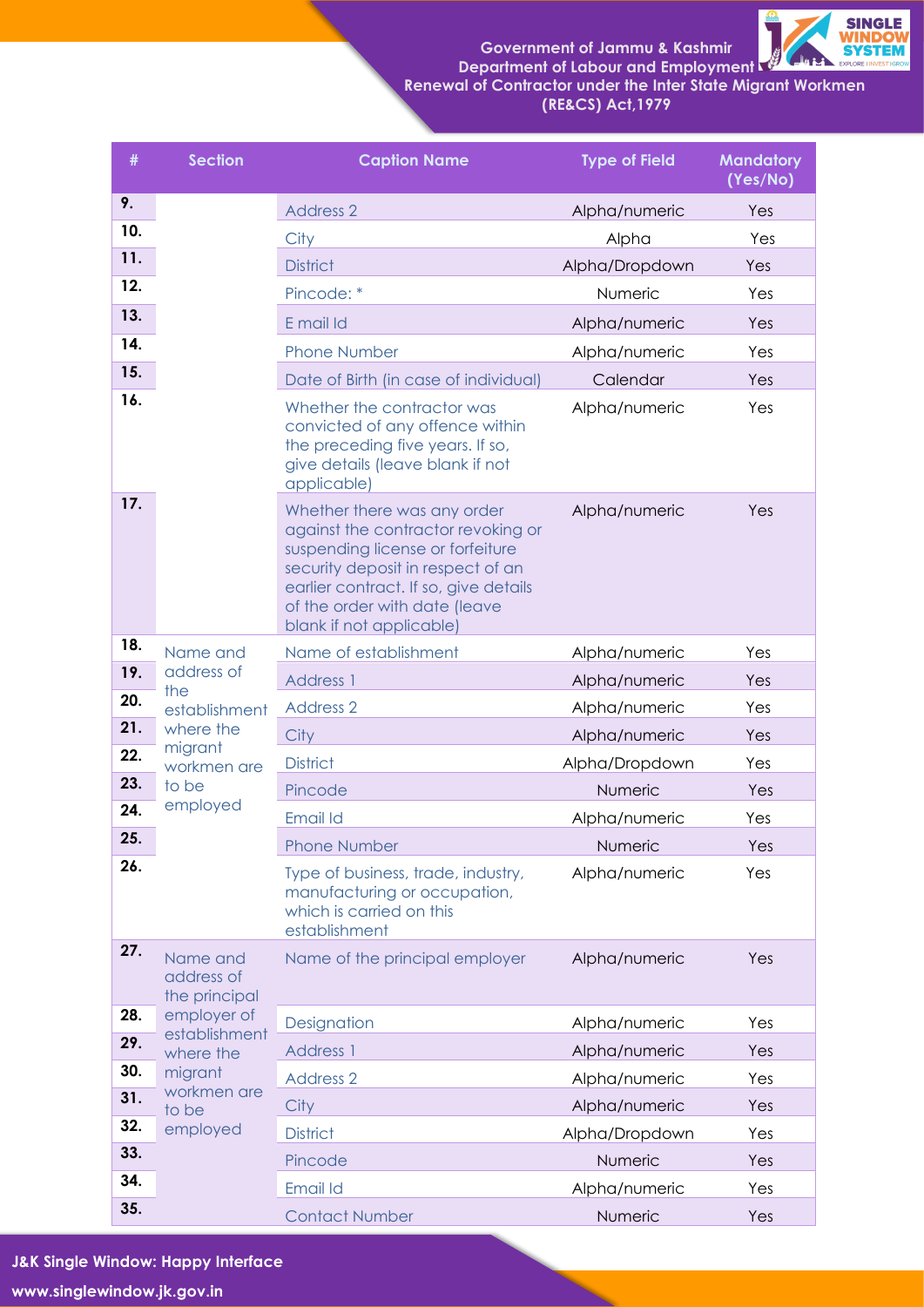| # | Section | Caption Name | Type of Field | Mandatory (Yes/No) |
|---|---|---|---|---|
| 9. | | Address 2 | Alpha/numeric | Yes |
| 10. | | City | Alpha | Yes |
| 11. | | District | Alpha/Dropdown | Yes |
| 12. | | Pincode: * | Numeric | Yes |
| 13. | | E mail Id | Alpha/numeric | Yes |
| 14. | | Phone Number | Alpha/numeric | Yes |
| 15. | | Date of Birth (in case of individual) | Calendar | Yes |
| 16. | | Whether the contractor was convicted of any offence within the preceding five years. If so, give details (leave blank if not applicable) | Alpha/numeric | Yes |
| 17. | | Whether there was any order against the contractor revoking or suspending license or forfeiture security deposit in respect of an earlier contract. If so, give details of the order with date (leave blank if not applicable) | Alpha/numeric | Yes |
| 18. | Name and address of the establishment where the migrant workmen are to be employed | Name of establishment | Alpha/numeric | Yes |
| 19. | | Address 1 | Alpha/numeric | Yes |
| 20. | | Address 2 | Alpha/numeric | Yes |
| 21. | | City | Alpha/numeric | Yes |
| 22. | | District | Alpha/Dropdown | Yes |
| 23. | | Pincode | Numeric | Yes |
| 24. | | Email Id | Alpha/numeric | Yes |
| 25. | | Phone Number | Numeric | Yes |
| 26. | | Type of business, trade, industry, manufacturing or occupation, which is carried on this establishment | Alpha/numeric | Yes |
| 27. | Name and address of the principal employer of establishment where the migrant workmen are to be employed | Name of the principal employer | Alpha/numeric | Yes |
| 28. | | Designation | Alpha/numeric | Yes |
| 29. | | Address 1 | Alpha/numeric | Yes |
| 30. | | Address 2 | Alpha/numeric | Yes |
| 31. | | City | Alpha/numeric | Yes |
| 32. | | District | Alpha/Dropdown | Yes |
| 33. | | Pincode | Numeric | Yes |
| 34. | | Email Id | Alpha/numeric | Yes |
| 35. | | Contact Number | Numeric | Yes |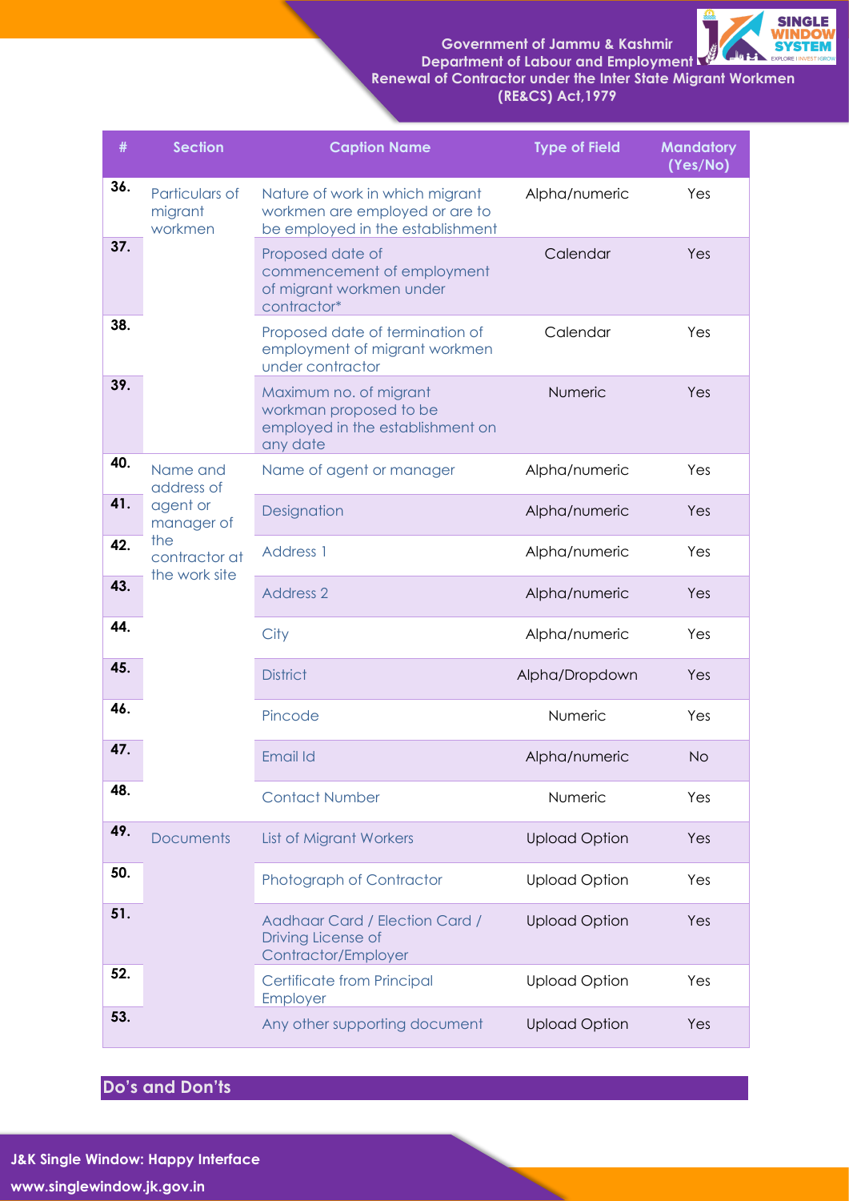| # | Section | Caption Name | Type of Field | Mandatory (Yes/No) |
|---|---|---|---|---|
| 36. | Particulars of migrant workmen | Nature of work in which migrant workmen are employed or are to be employed in the establishment | Alpha/numeric | Yes |
| 37. | | Proposed date of commencement of employment of migrant workmen under contractor* | Calendar | Yes |
| 38. | | Proposed date of termination of employment of migrant workmen under contractor | Calendar | Yes |
| 39. | | Maximum no. of migrant workman proposed to be employed in the establishment on any date | Numeric | Yes |
| 40. | Name and address of agent or manager of the contractor at the work site | Name of agent or manager | Alpha/numeric | Yes |
| 41. | | Designation | Alpha/numeric | Yes |
| 42. | | Address 1 | Alpha/numeric | Yes |
| 43. | | Address 2 | Alpha/numeric | Yes |
| 44. | | City | Alpha/numeric | Yes |
| 45. | | District | Alpha/Dropdown | Yes |
| 46. | | Pincode | Numeric | Yes |
| 47. | | Email Id | Alpha/numeric | No |
| 48. | | Contact Number | Numeric | Yes |
| 49. | Documents | List of Migrant Workers | Upload Option | Yes |
| 50. | | Photograph of Contractor | Upload Option | Yes |
| 51. | | Aadhaar Card / Election Card / Driving License of Contractor/Employer | Upload Option | Yes |
| 52. | | Certificate from Principal Employer | Upload Option | Yes |
| 53. | | Any other supporting document | Upload Option | Yes |

## Do's and Don'ts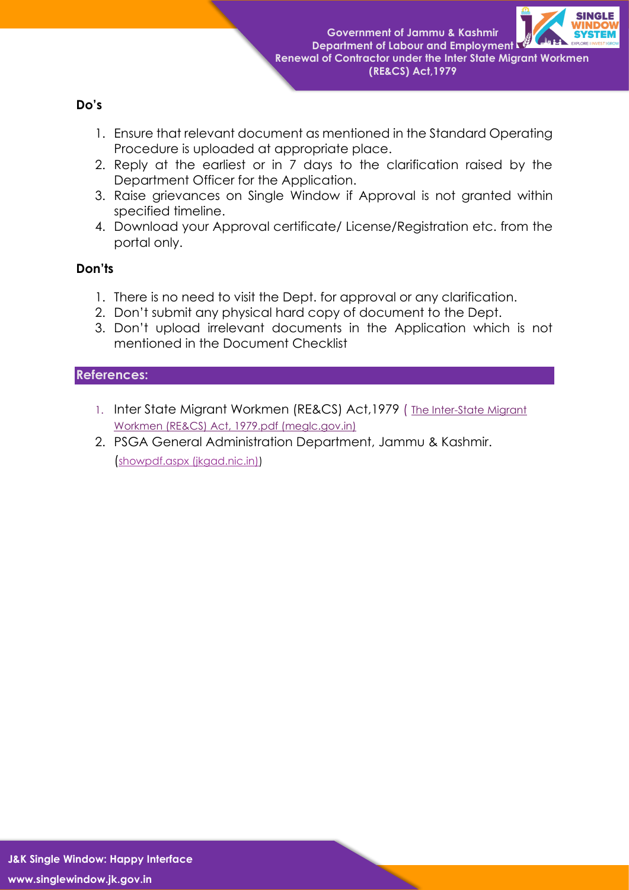### Do's

1. Ensure that relevant document as mentioned in the Standard Operating Procedure is uploaded at appropriate place.
2. Reply at the earliest or in 7 days to the clarification raised by the Department Officer for the Application.
3. Raise grievances on Single Window if Approval is not granted within specified timeline.
4. Download your Approval certificate/ License/Registration etc. from the portal only.

### Don'ts

1. There is no need to visit the Dept. for approval or any clarification.
2. Don't submit any physical hard copy of document to the Dept.
3. Don't upload irrelevant documents in the Application which is not mentioned in the Document Checklist

## References:

1. Inter State Migrant Workmen (RE&CS) Act,1979 ( The Inter-State Migrant Workmen (RE&CS) Act, 1979.pdf (meglc.gov.in)
2. PSGA General Administration Department, Jammu & Kashmir. (showpdf.aspx (jkgad.nic.in))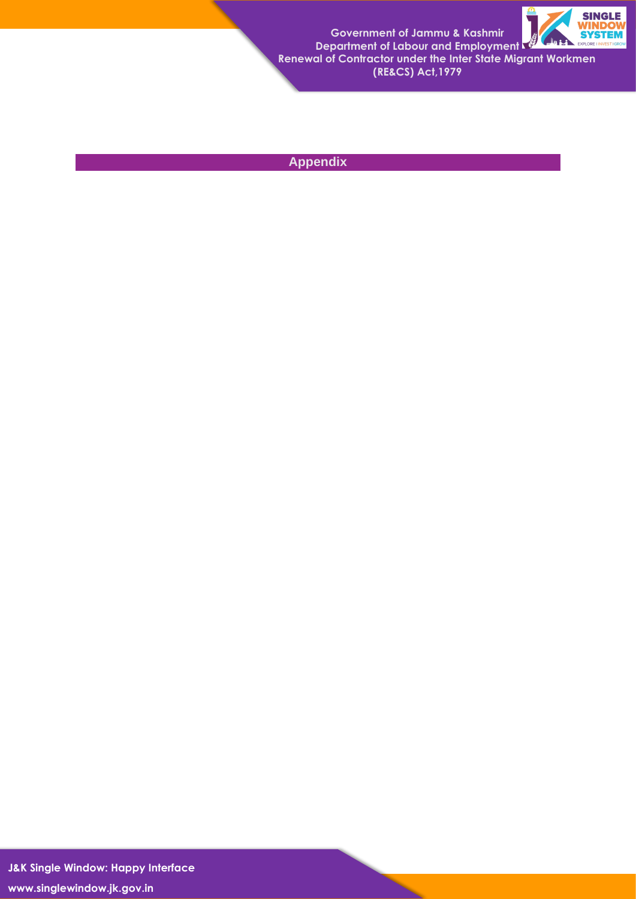## Appendix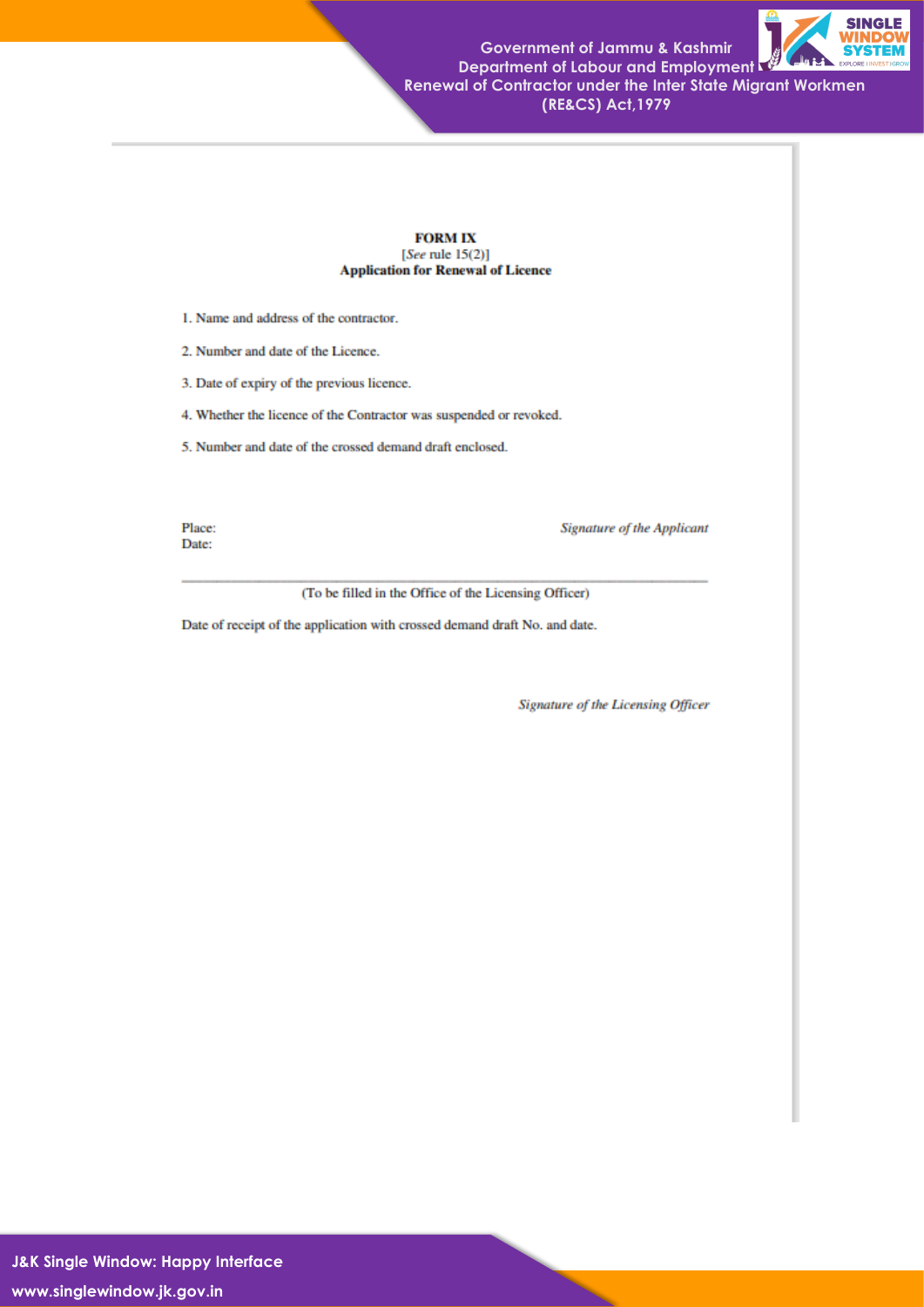**FORM IX**

[*See* rule 15(2)]

**Application for Renewal of Licence**

1. Name and address of the contractor.
2. Number and date of the Licence.
3. Date of expiry of the previous licence.
4. Whether the licence of the Contractor was suspended or revoked.
5. Number and date of the crossed demand draft enclosed.

Place: *Signature of the Applicant*

Date:

---

(To be filled in the Office of the Licensing Officer)

Date of receipt of the application with crossed demand draft No. and date.

*Signature of the Licensing Officer*